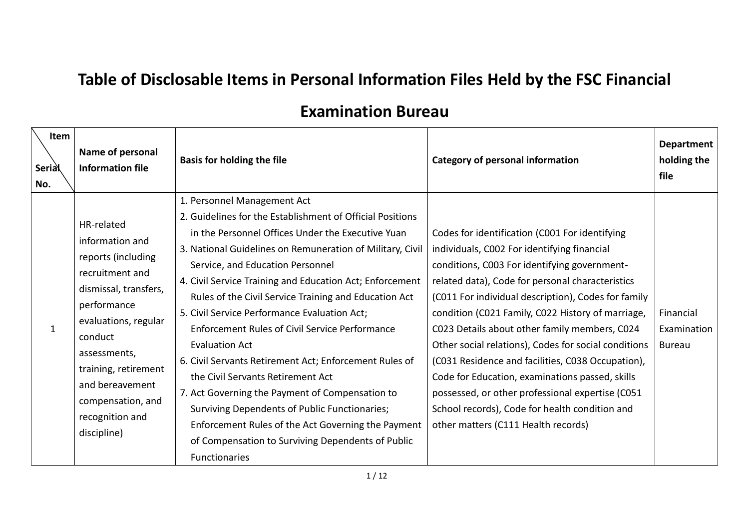# Table of Disclosable Items in Personal Information Files Held by the FSC Financial Examination Bureau

| Item / Serial No. | Name of personal Information file | Basis for holding the file | Category of personal information | Department holding the file |
|---|---|---|---|---|
| 1 | HR-related information and reports (including recruitment and dismissal, transfers, performance evaluations, regular conduct assessments, training, retirement and bereavement compensation, and recognition and discipline) | 1. Personnel Management Act<br>2. Guidelines for the Establishment of Official Positions in the Personnel Offices Under the Executive Yuan<br>3. National Guidelines on Remuneration of Military, Civil Service, and Education Personnel<br>4. Civil Service Training and Education Act; Enforcement Rules of the Civil Service Training and Education Act<br>5. Civil Service Performance Evaluation Act; Enforcement Rules of Civil Service Performance Evaluation Act<br>6. Civil Servants Retirement Act; Enforcement Rules of the Civil Servants Retirement Act<br>7. Act Governing the Payment of Compensation to Surviving Dependents of Public Functionaries; Enforcement Rules of the Act Governing the Payment of Compensation to Surviving Dependents of Public Functionaries | Codes for identification (C001 For identifying individuals, C002 For identifying financial conditions, C003 For identifying government-related data), Code for personal characteristics (C011 For individual description), Codes for family condition (C021 Family, C022 History of marriage, C023 Details about other family members, C024 Other social relations), Codes for social conditions (C031 Residence and facilities, C038 Occupation), Code for Education, examinations passed, skills possessed, or other professional expertise (C051 School records), Code for health condition and other matters (C111 Health records) | Financial Examination Bureau |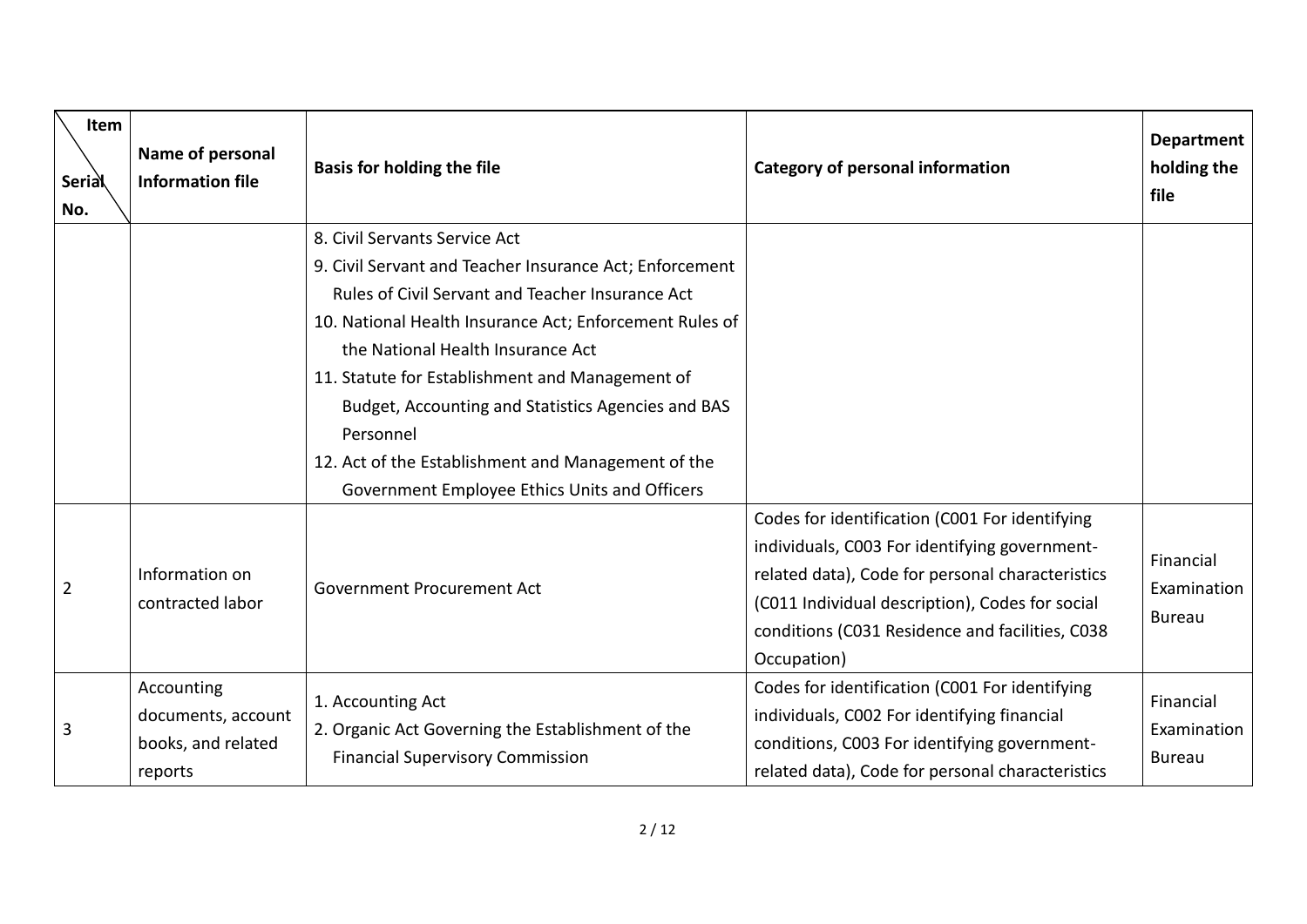| Item / Serial No. | Name of personal Information file | Basis for holding the file | Category of personal information | Department holding the file |
|---|---|---|---|---|
| | | 8. Civil Servants Service Act<br>9. Civil Servant and Teacher Insurance Act; Enforcement Rules of Civil Servant and Teacher Insurance Act<br>10. National Health Insurance Act; Enforcement Rules of the National Health Insurance Act<br>11. Statute for Establishment and Management of Budget, Accounting and Statistics Agencies and BAS Personnel<br>12. Act of the Establishment and Management of the Government Employee Ethics Units and Officers | | |
| 2 | Information on contracted labor | Government Procurement Act | Codes for identification (C001 For identifying individuals, C003 For identifying government-related data), Code for personal characteristics (C011 Individual description), Codes for social conditions (C031 Residence and facilities, C038 Occupation) | Financial Examination Bureau |
| 3 | Accounting documents, account books, and related reports | 1. Accounting Act<br>2. Organic Act Governing the Establishment of the Financial Supervisory Commission | Codes for identification (C001 For identifying individuals, C002 For identifying financial conditions, C003 For identifying government-related data), Code for personal characteristics | Financial Examination Bureau |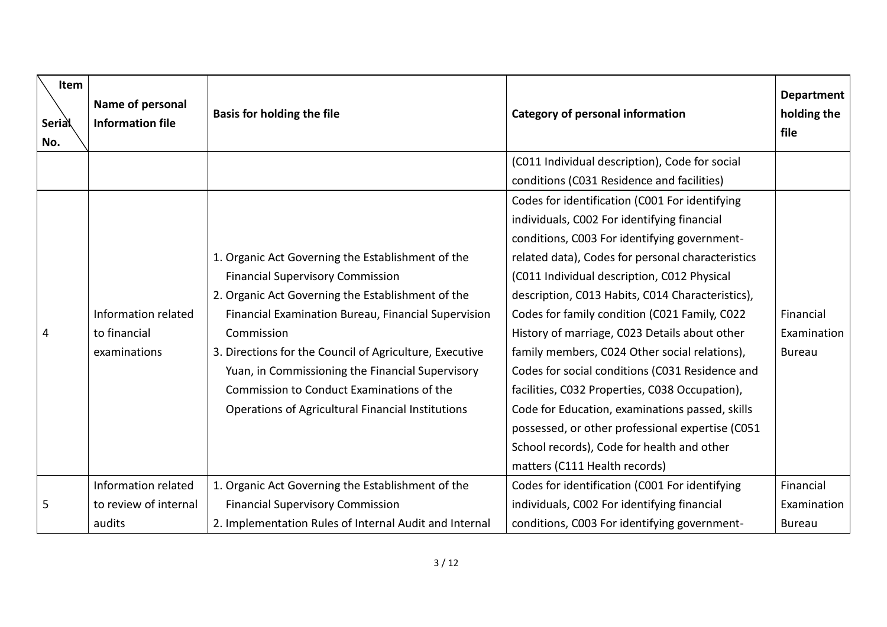| Item / Serial No. | Name of personal Information file | Basis for holding the file | Category of personal information | Department holding the file |
| --- | --- | --- | --- | --- |
| | | | (C011 Individual description), Code for social conditions (C031 Residence and facilities) | |
| 4 | Information related to financial examinations | 1. Organic Act Governing the Establishment of the Financial Supervisory Commission<br>2. Organic Act Governing the Establishment of the Financial Examination Bureau, Financial Supervision Commission<br>3. Directions for the Council of Agriculture, Executive Yuan, in Commissioning the Financial Supervisory Commission to Conduct Examinations of the Operations of Agricultural Financial Institutions | Codes for identification (C001 For identifying individuals, C002 For identifying financial conditions, C003 For identifying government-related data), Codes for personal characteristics (C011 Individual description, C012 Physical description, C013 Habits, C014 Characteristics), Codes for family condition (C021 Family, C022 History of marriage, C023 Details about other family members, C024 Other social relations), Codes for social conditions (C031 Residence and facilities, C032 Properties, C038 Occupation), Code for Education, examinations passed, skills possessed, or other professional expertise (C051 School records), Code for health and other matters (C111 Health records) | Financial Examination Bureau |
| 5 | Information related to review of internal audits | 1. Organic Act Governing the Establishment of the Financial Supervisory Commission<br>2. Implementation Rules of Internal Audit and Internal | Codes for identification (C001 For identifying individuals, C002 For identifying financial conditions, C003 For identifying government- | Financial Examination Bureau |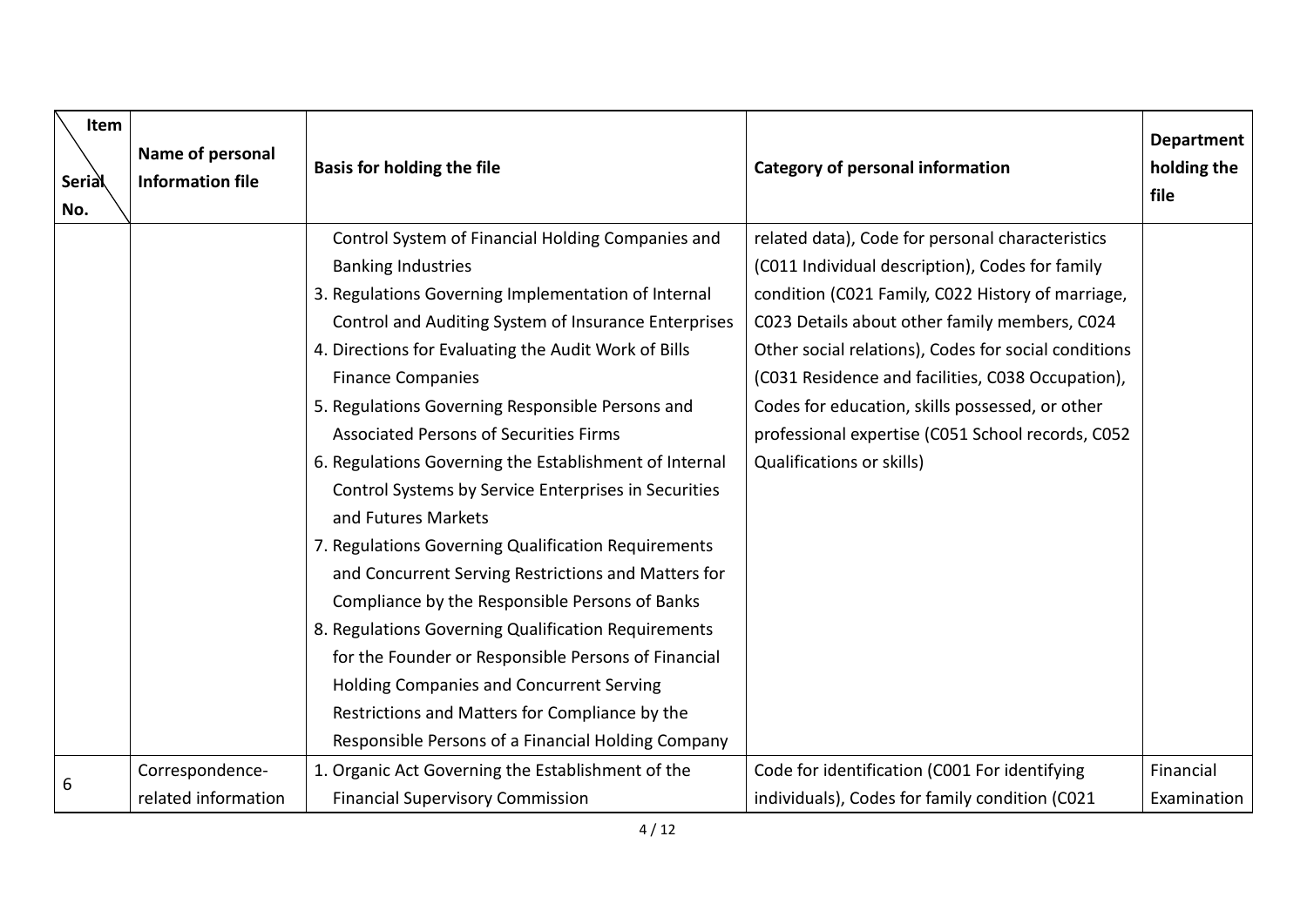| Item / Serial No. | Name of personal Information file | Basis for holding the file | Category of personal information | Department holding the file |
|---|---|---|---|---|
| | | Control System of Financial Holding Companies and Banking Industries<br>3. Regulations Governing Implementation of Internal Control and Auditing System of Insurance Enterprises<br>4. Directions for Evaluating the Audit Work of Bills Finance Companies<br>5. Regulations Governing Responsible Persons and Associated Persons of Securities Firms<br>6. Regulations Governing the Establishment of Internal Control Systems by Service Enterprises in Securities and Futures Markets<br>7. Regulations Governing Qualification Requirements and Concurrent Serving Restrictions and Matters for Compliance by the Responsible Persons of Banks<br>8. Regulations Governing Qualification Requirements for the Founder or Responsible Persons of Financial Holding Companies and Concurrent Serving Restrictions and Matters for Compliance by the Responsible Persons of a Financial Holding Company | related data), Code for personal characteristics (C011 Individual description), Codes for family condition (C021 Family, C022 History of marriage, C023 Details about other family members, C024 Other social relations), Codes for social conditions (C031 Residence and facilities, C038 Occupation), Codes for education, skills possessed, or other professional expertise (C051 School records, C052 Qualifications or skills) | |
| 6 | Correspondence-related information | 1. Organic Act Governing the Establishment of the Financial Supervisory Commission | Code for identification (C001 For identifying individuals), Codes for family condition (C021 | Financial Examination |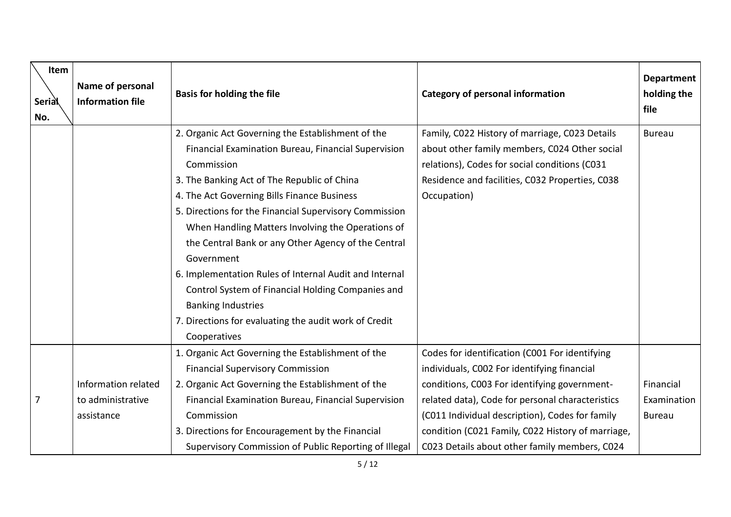| Item / Serial No. | Name of personal Information file | Basis for holding the file | Category of personal information | Department holding the file |
|---|---|---|---|---|
| | | 2. Organic Act Governing the Establishment of the Financial Examination Bureau, Financial Supervision Commission<br>3. The Banking Act of The Republic of China<br>4. The Act Governing Bills Finance Business<br>5. Directions for the Financial Supervisory Commission When Handling Matters Involving the Operations of the Central Bank or any Other Agency of the Central Government<br>6. Implementation Rules of Internal Audit and Internal Control System of Financial Holding Companies and Banking Industries<br>7. Directions for evaluating the audit work of Credit Cooperatives | Family, C022 History of marriage, C023 Details about other family members, C024 Other social relations), Codes for social conditions (C031 Residence and facilities, C032 Properties, C038 Occupation) | Bureau |
| 7 | Information related to administrative assistance | 1. Organic Act Governing the Establishment of the Financial Supervisory Commission<br>2. Organic Act Governing the Establishment of the Financial Examination Bureau, Financial Supervision Commission<br>3. Directions for Encouragement by the Financial Supervisory Commission of Public Reporting of Illegal | Codes for identification (C001 For identifying individuals, C002 For identifying financial conditions, C003 For identifying government-related data), Code for personal characteristics (C011 Individual description), Codes for family condition (C021 Family, C022 History of marriage, C023 Details about other family members, C024 | Financial Examination Bureau |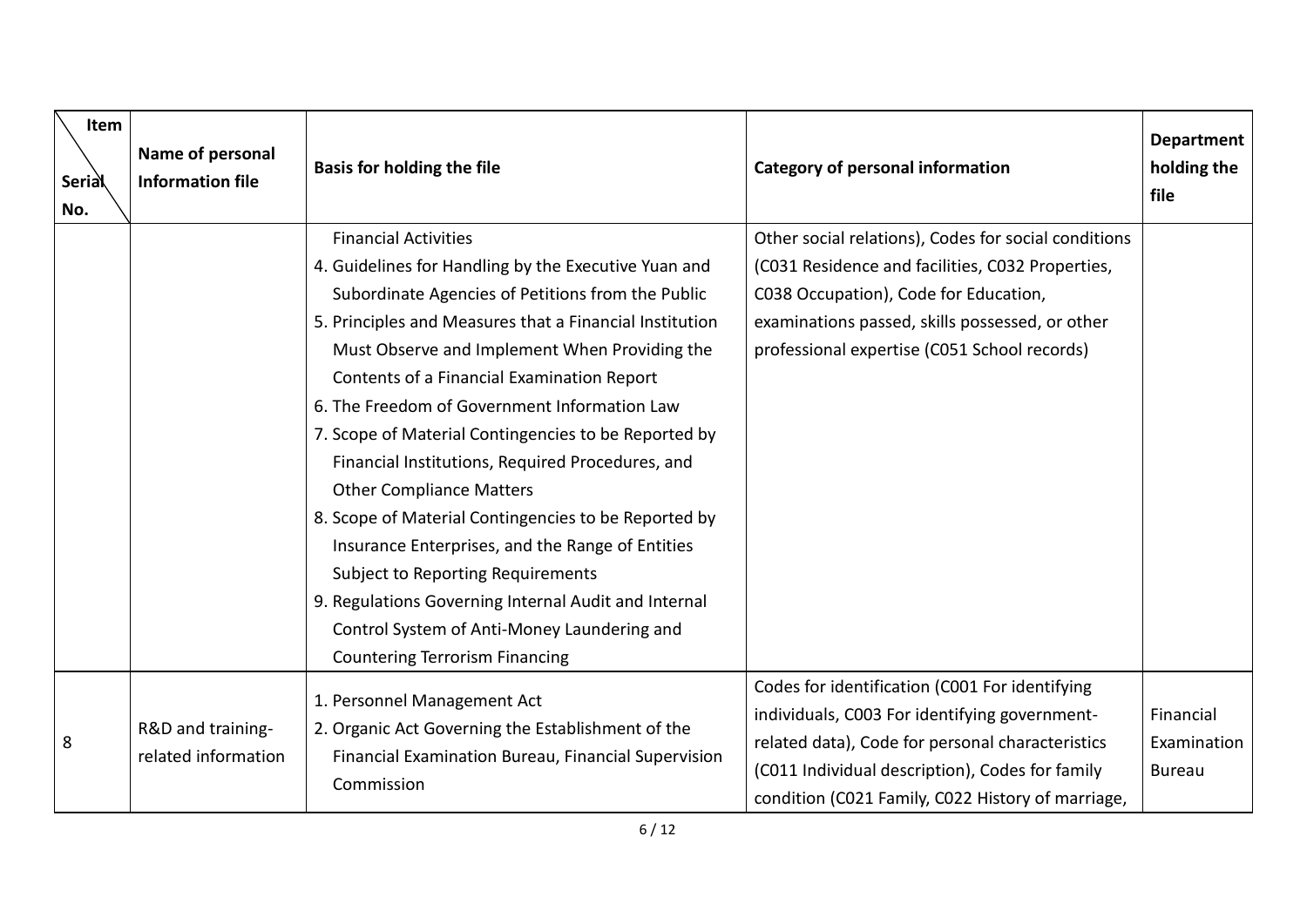| Item / Serial No. | Name of personal Information file | Basis for holding the file | Category of personal information | Department holding the file |
| --- | --- | --- | --- | --- |
| | | Financial Activities<br>4. Guidelines for Handling by the Executive Yuan and Subordinate Agencies of Petitions from the Public<br>5. Principles and Measures that a Financial Institution Must Observe and Implement When Providing the Contents of a Financial Examination Report<br>6. The Freedom of Government Information Law<br>7. Scope of Material Contingencies to be Reported by Financial Institutions, Required Procedures, and Other Compliance Matters<br>8. Scope of Material Contingencies to be Reported by Insurance Enterprises, and the Range of Entities Subject to Reporting Requirements<br>9. Regulations Governing Internal Audit and Internal Control System of Anti-Money Laundering and Countering Terrorism Financing | Other social relations), Codes for social conditions (C031 Residence and facilities, C032 Properties, C038 Occupation), Code for Education, examinations passed, skills possessed, or other professional expertise (C051 School records) | |
| 8 | R&D and training-related information | 1. Personnel Management Act<br>2. Organic Act Governing the Establishment of the Financial Examination Bureau, Financial Supervision Commission | Codes for identification (C001 For identifying individuals, C003 For identifying government-related data), Code for personal characteristics (C011 Individual description), Codes for family condition (C021 Family, C022 History of marriage, | Financial Examination Bureau |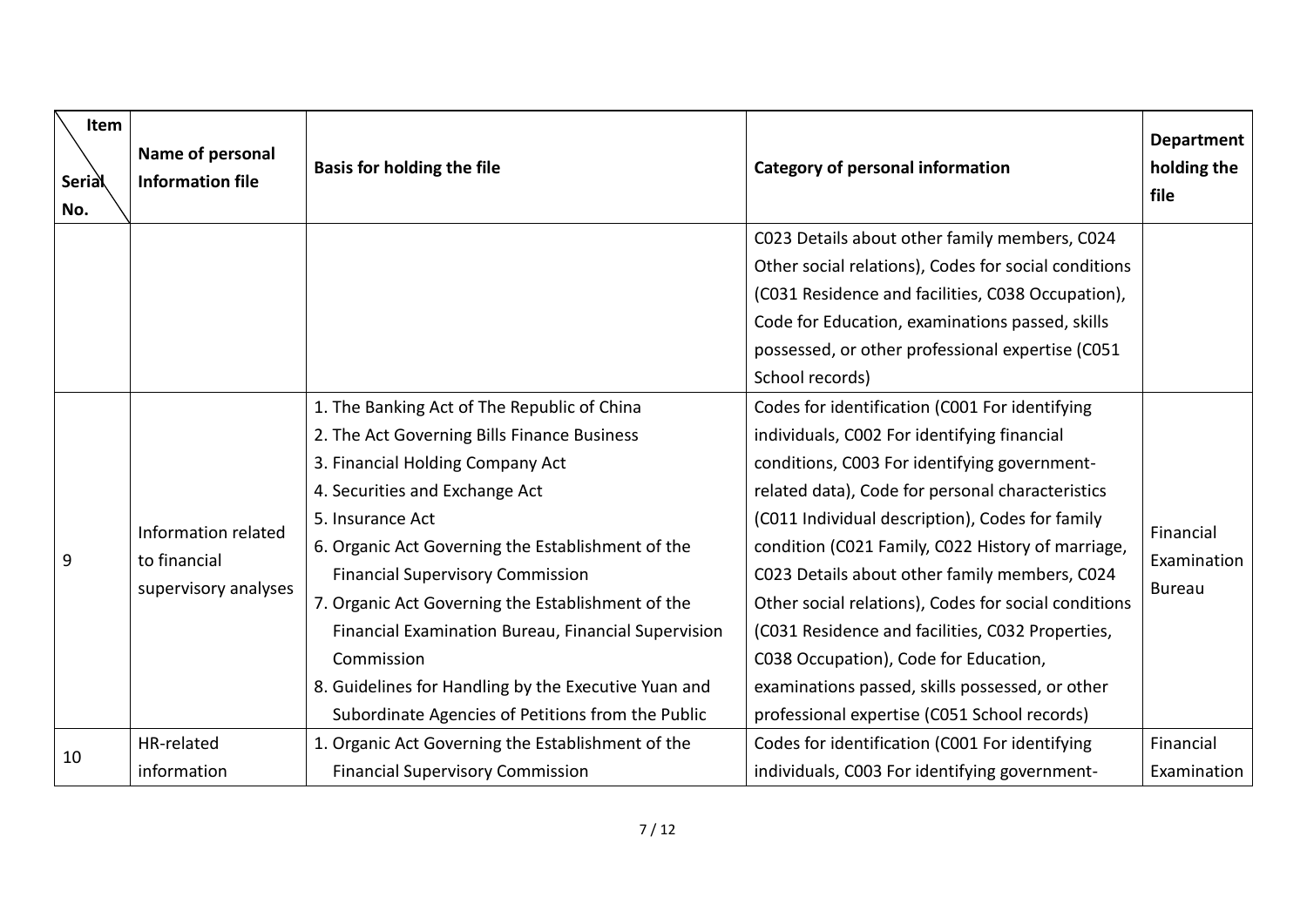| Item / Serial No. | Name of personal Information file | Basis for holding the file | Category of personal information | Department holding the file |
|---|---|---|---|---|
| | | | C023 Details about other family members, C024 Other social relations), Codes for social conditions (C031 Residence and facilities, C038 Occupation), Code for Education, examinations passed, skills possessed, or other professional expertise (C051 School records) | |
| 9 | Information related to financial supervisory analyses | 1. The Banking Act of The Republic of China<br>2. The Act Governing Bills Finance Business<br>3. Financial Holding Company Act<br>4. Securities and Exchange Act<br>5. Insurance Act<br>6. Organic Act Governing the Establishment of the Financial Supervisory Commission<br>7. Organic Act Governing the Establishment of the Financial Examination Bureau, Financial Supervision Commission<br>8. Guidelines for Handling by the Executive Yuan and Subordinate Agencies of Petitions from the Public | Codes for identification (C001 For identifying individuals, C002 For identifying financial conditions, C003 For identifying government-related data), Code for personal characteristics (C011 Individual description), Codes for family condition (C021 Family, C022 History of marriage, C023 Details about other family members, C024 Other social relations), Codes for social conditions (C031 Residence and facilities, C032 Properties, C038 Occupation), Code for Education, examinations passed, skills possessed, or other professional expertise (C051 School records) | Financial Examination Bureau |
| 10 | HR-related information | 1. Organic Act Governing the Establishment of the Financial Supervisory Commission | Codes for identification (C001 For identifying individuals, C003 For identifying government- | Financial Examination |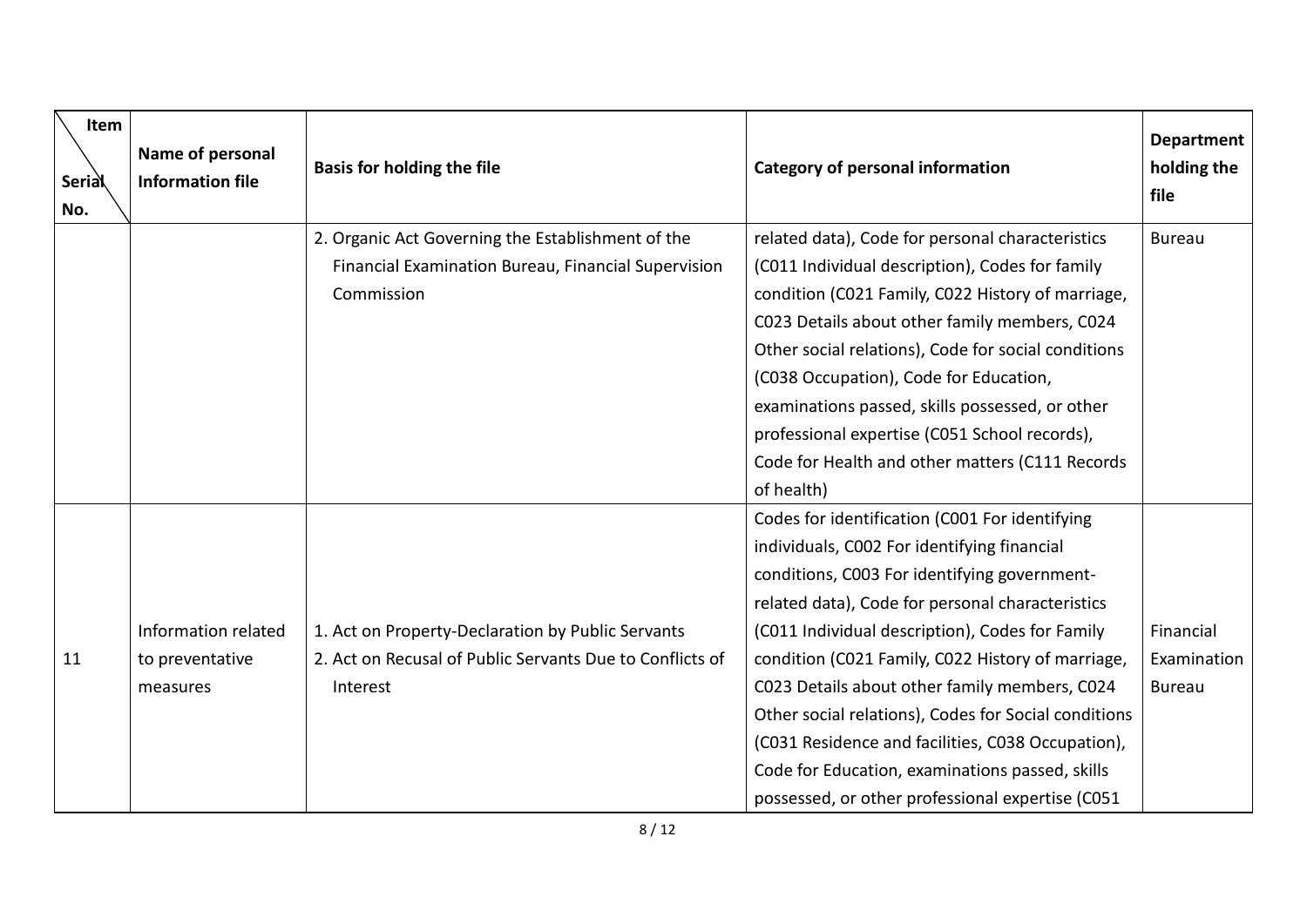| Item / Serial No. | Name of personal Information file | Basis for holding the file | Category of personal information | Department holding the file |
| --- | --- | --- | --- | --- |
| | | 2. Organic Act Governing the Establishment of the Financial Examination Bureau, Financial Supervision Commission | related data), Code for personal characteristics (C011 Individual description), Codes for family condition (C021 Family, C022 History of marriage, C023 Details about other family members, C024 Other social relations), Code for social conditions (C038 Occupation), Code for Education, examinations passed, skills possessed, or other professional expertise (C051 School records), Code for Health and other matters (C111 Records of health) | Bureau |
| 11 | Information related to preventative measures | 1. Act on Property-Declaration by Public Servants<br>2. Act on Recusal of Public Servants Due to Conflicts of Interest | Codes for identification (C001 For identifying individuals, C002 For identifying financial conditions, C003 For identifying government-related data), Code for personal characteristics (C011 Individual description), Codes for Family condition (C021 Family, C022 History of marriage, C023 Details about other family members, C024 Other social relations), Codes for Social conditions (C031 Residence and facilities, C038 Occupation), Code for Education, examinations passed, skills possessed, or other professional expertise (C051 | Financial Examination Bureau |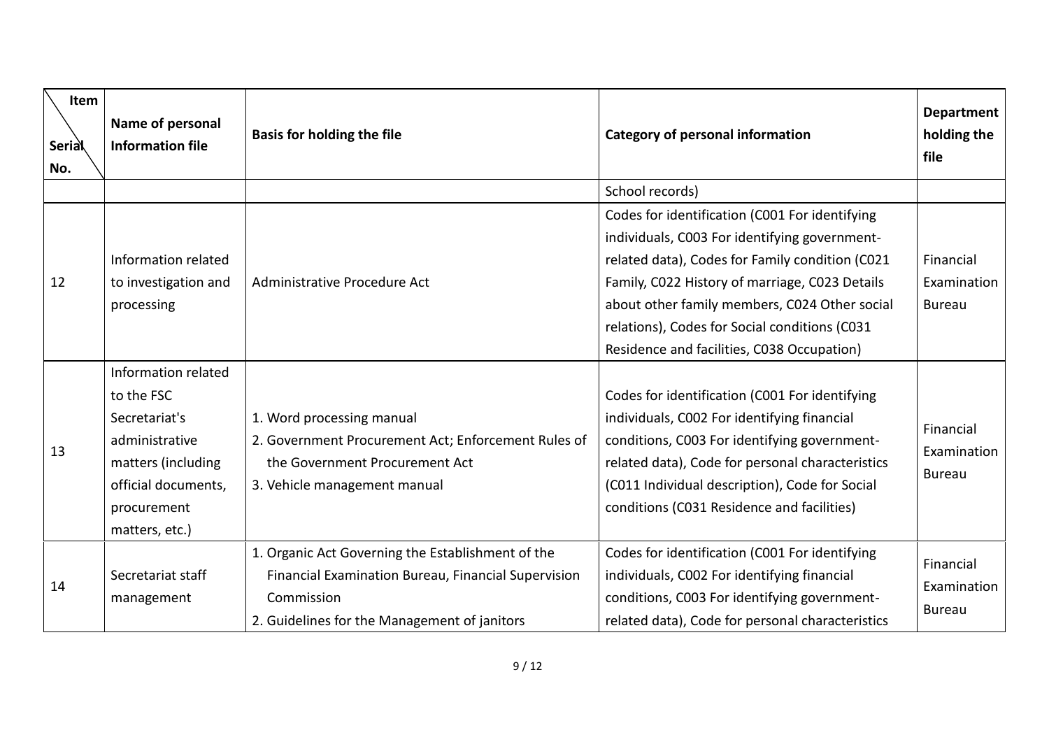| Item / Serial No. | Name of personal Information file | Basis for holding the file | Category of personal information | Department holding the file |
|---|---|---|---|---|
| | | | School records) | |
| 12 | Information related to investigation and processing | Administrative Procedure Act | Codes for identification (C001 For identifying individuals, C003 For identifying government-related data), Codes for Family condition (C021 Family, C022 History of marriage, C023 Details about other family members, C024 Other social relations), Codes for Social conditions (C031 Residence and facilities, C038 Occupation) | Financial Examination Bureau |
| 13 | Information related to the FSC Secretariat's administrative matters (including official documents, procurement matters, etc.) | 1. Word processing manual<br>2. Government Procurement Act; Enforcement Rules of the Government Procurement Act<br>3. Vehicle management manual | Codes for identification (C001 For identifying individuals, C002 For identifying financial conditions, C003 For identifying government-related data), Code for personal characteristics (C011 Individual description), Code for Social conditions (C031 Residence and facilities) | Financial Examination Bureau |
| 14 | Secretariat staff management | 1. Organic Act Governing the Establishment of the Financial Examination Bureau, Financial Supervision Commission<br>2. Guidelines for the Management of janitors | Codes for identification (C001 For identifying individuals, C002 For identifying financial conditions, C003 For identifying government-related data), Code for personal characteristics | Financial Examination Bureau |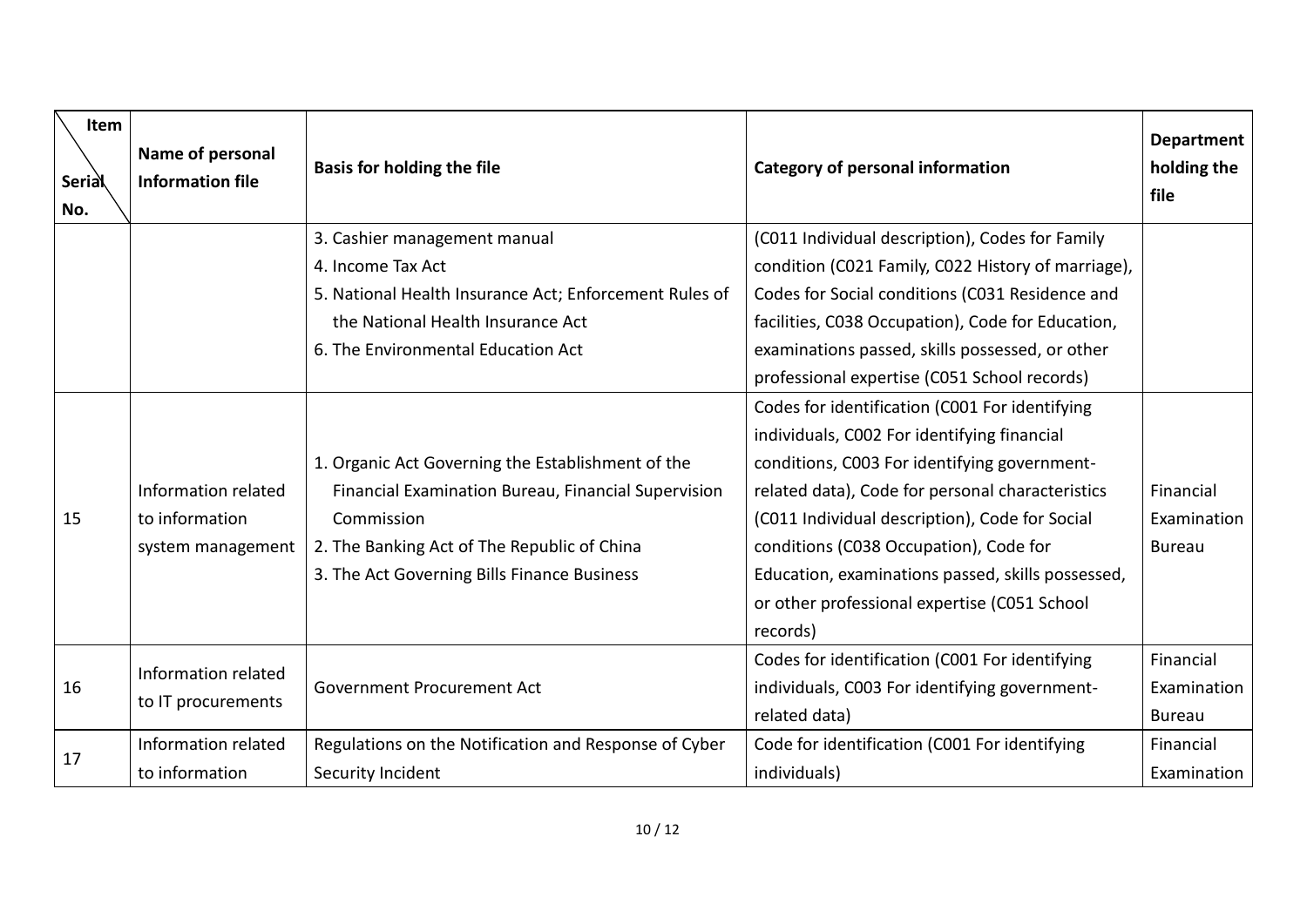| Item / Serial No. | Name of personal Information file | Basis for holding the file | Category of personal information | Department holding the file |
|---|---|---|---|---|
| | | 3. Cashier management manual<br>4. Income Tax Act<br>5. National Health Insurance Act; Enforcement Rules of the National Health Insurance Act<br>6. The Environmental Education Act | (C011 Individual description), Codes for Family condition (C021 Family, C022 History of marriage), Codes for Social conditions (C031 Residence and facilities, C038 Occupation), Code for Education, examinations passed, skills possessed, or other professional expertise (C051 School records) | |
| 15 | Information related to information system management | 1. Organic Act Governing the Establishment of the Financial Examination Bureau, Financial Supervision Commission<br>2. The Banking Act of The Republic of China<br>3. The Act Governing Bills Finance Business | Codes for identification (C001 For identifying individuals, C002 For identifying financial conditions, C003 For identifying government-related data), Code for personal characteristics (C011 Individual description), Code for Social conditions (C038 Occupation), Code for Education, examinations passed, skills possessed, or other professional expertise (C051 School records) | Financial Examination Bureau |
| 16 | Information related to IT procurements | Government Procurement Act | Codes for identification (C001 For identifying individuals, C003 For identifying government-related data) | Financial Examination Bureau |
| 17 | Information related to information | Regulations on the Notification and Response of Cyber Security Incident | Code for identification (C001 For identifying individuals) | Financial Examination |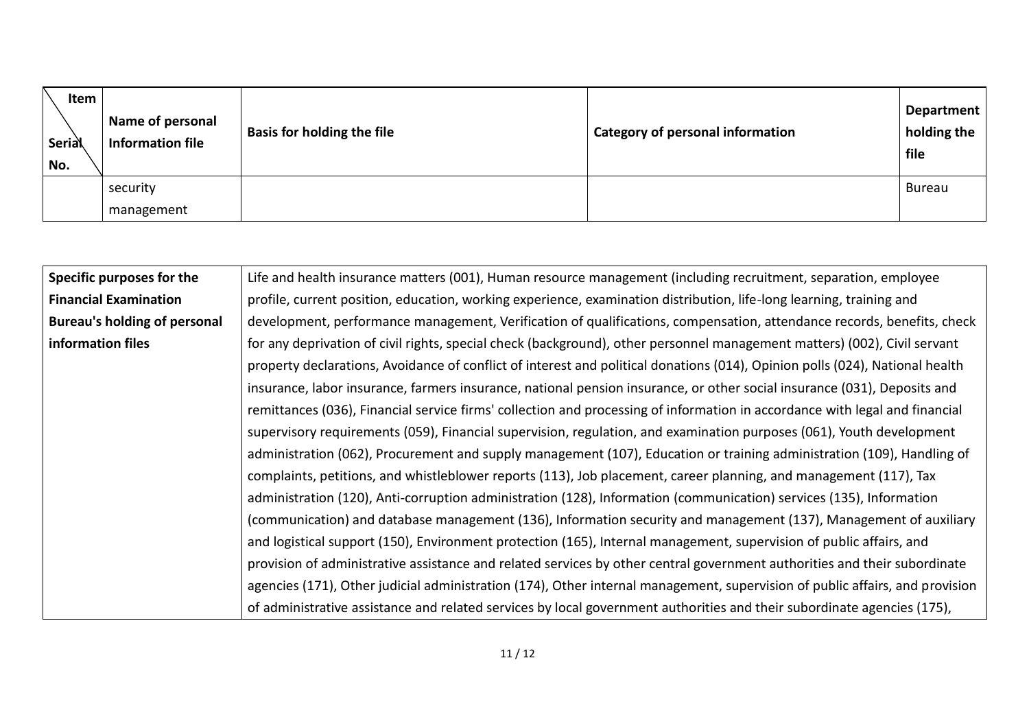| Item / Serial No. | Name of personal Information file | Basis for holding the file | Category of personal information | Department holding the file |
|---|---|---|---|---|
| | security management | | | Bureau |

| Specific purposes for the Financial Examination Bureau's holding of personal information files | Life and health insurance matters (001), Human resource management (including recruitment, separation, employee profile, current position, education, working experience, examination distribution, life-long learning, training and development, performance management, Verification of qualifications, compensation, attendance records, benefits, check for any deprivation of civil rights, special check (background), other personnel management matters) (002), Civil servant property declarations, Avoidance of conflict of interest and political donations (014), Opinion polls (024), National health insurance, labor insurance, farmers insurance, national pension insurance, or other social insurance (031), Deposits and remittances (036), Financial service firms' collection and processing of information in accordance with legal and financial supervisory requirements (059), Financial supervision, regulation, and examination purposes (061), Youth development administration (062), Procurement and supply management (107), Education or training administration (109), Handling of complaints, petitions, and whistleblower reports (113), Job placement, career planning, and management (117), Tax administration (120), Anti-corruption administration (128), Information (communication) services (135), Information (communication) and database management (136), Information security and management (137), Management of auxiliary and logistical support (150), Environment protection (165), Internal management, supervision of public affairs, and provision of administrative assistance and related services by other central government authorities and their subordinate agencies (171), Other judicial administration (174), Other internal management, supervision of public affairs, and provision of administrative assistance and related services by local government authorities and their subordinate agencies (175), |
|---|---|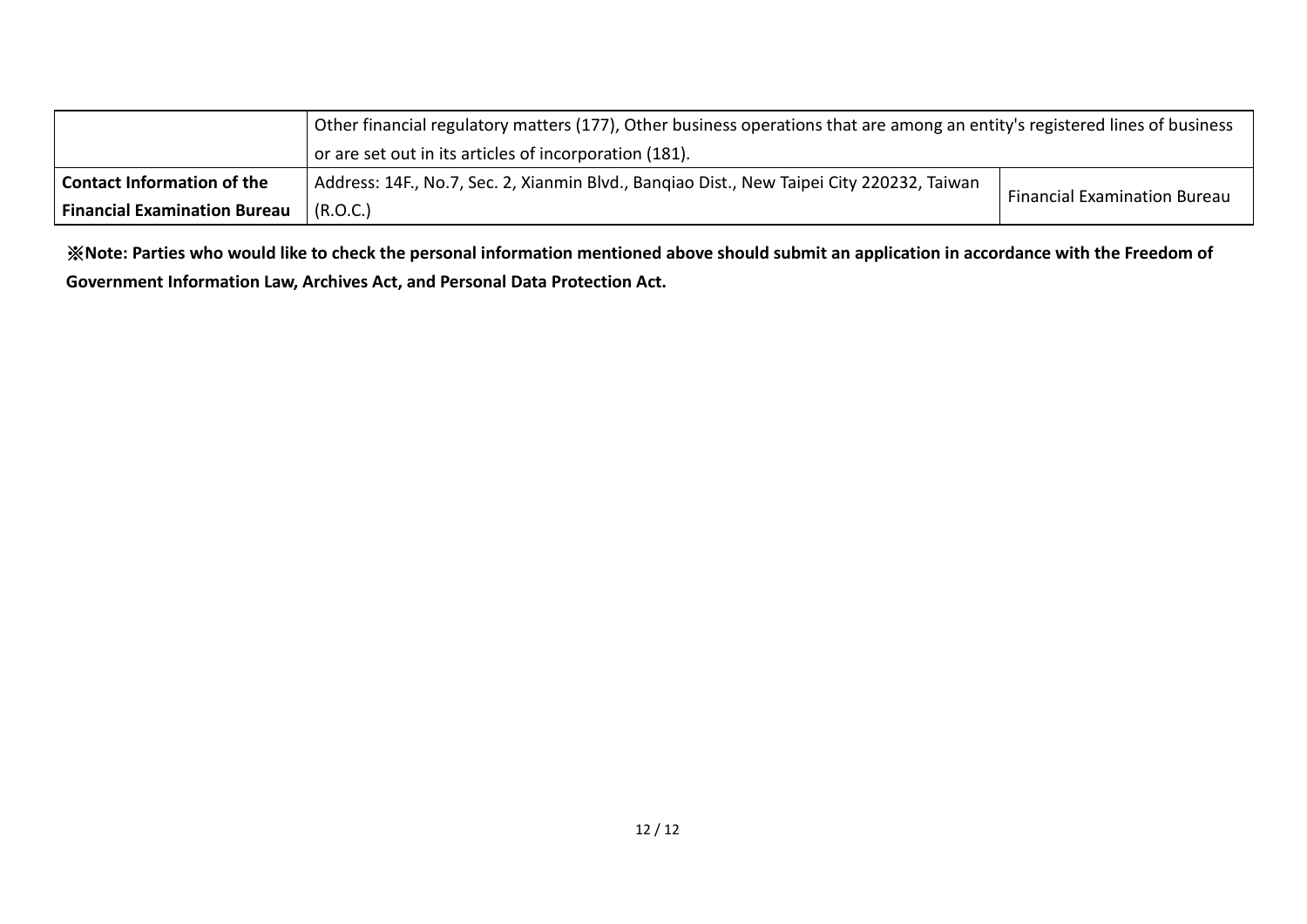| | | |
|---|---|---|
| | Other financial regulatory matters (177), Other business operations that are among an entity's registered lines of business or are set out in its articles of incorporation (181). | |
| **Contact Information of the Financial Examination Bureau** | Address: 14F., No.7, Sec. 2, Xianmin Blvd., Banqiao Dist., New Taipei City 220232, Taiwan (R.O.C.) | Financial Examination Bureau |

**※Note: Parties who would like to check the personal information mentioned above should submit an application in accordance with the Freedom of Government Information Law, Archives Act, and Personal Data Protection Act.**